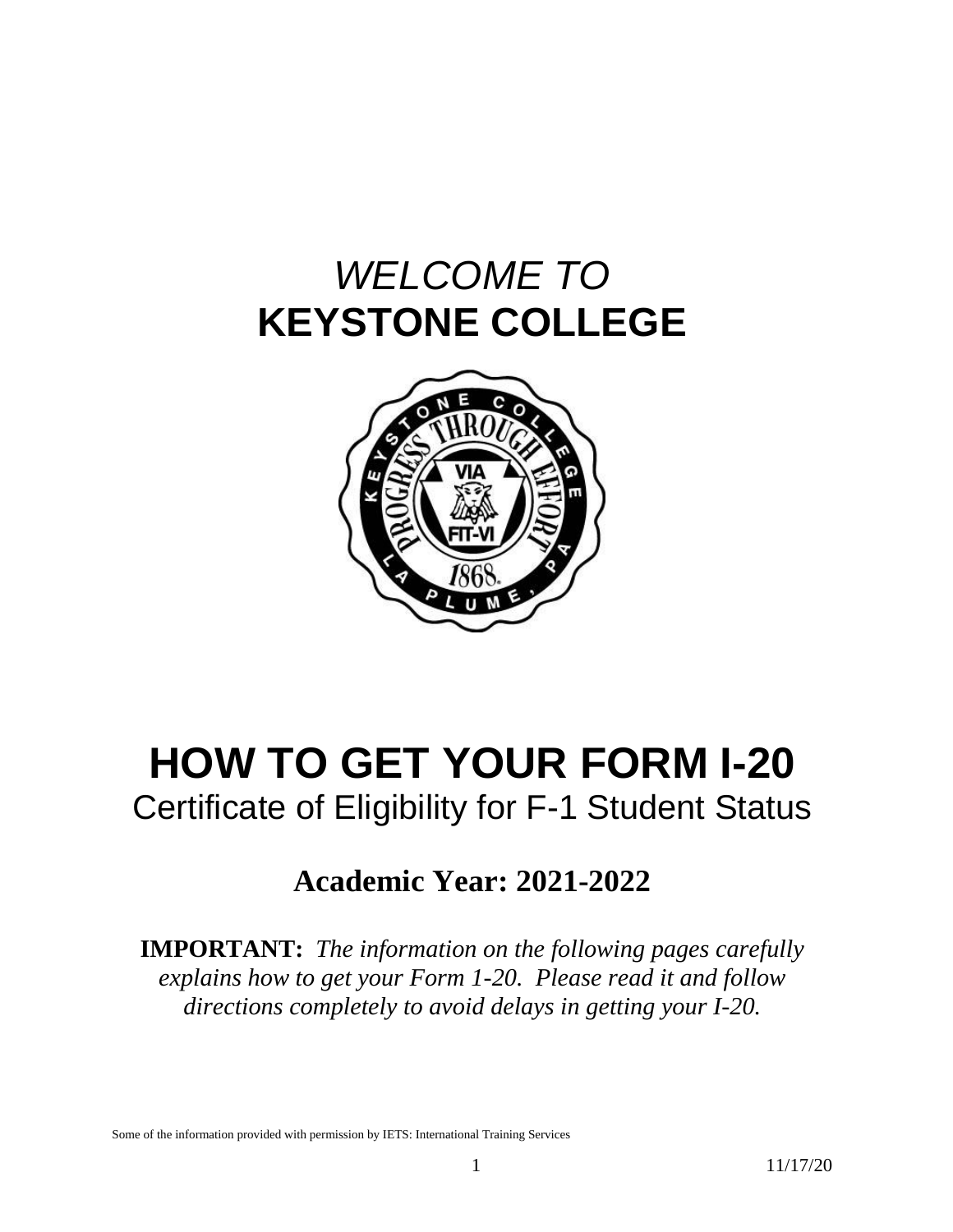*WELCOME TO*

# KEYSTONE COLLEGE

# HOW TO GET YOUR FORM I-20

## Certificate of Eligibility for F-1 Student Status

### Academic Year: 2021-2022

**IMPORTANT:** *The information on the following pages carefully explains how to get your Form 1-20. Please read it and follow directions completely to avoid delays in getting your I-20.*

Some of the information provided with permission by IETS: International Training Services

11/17/20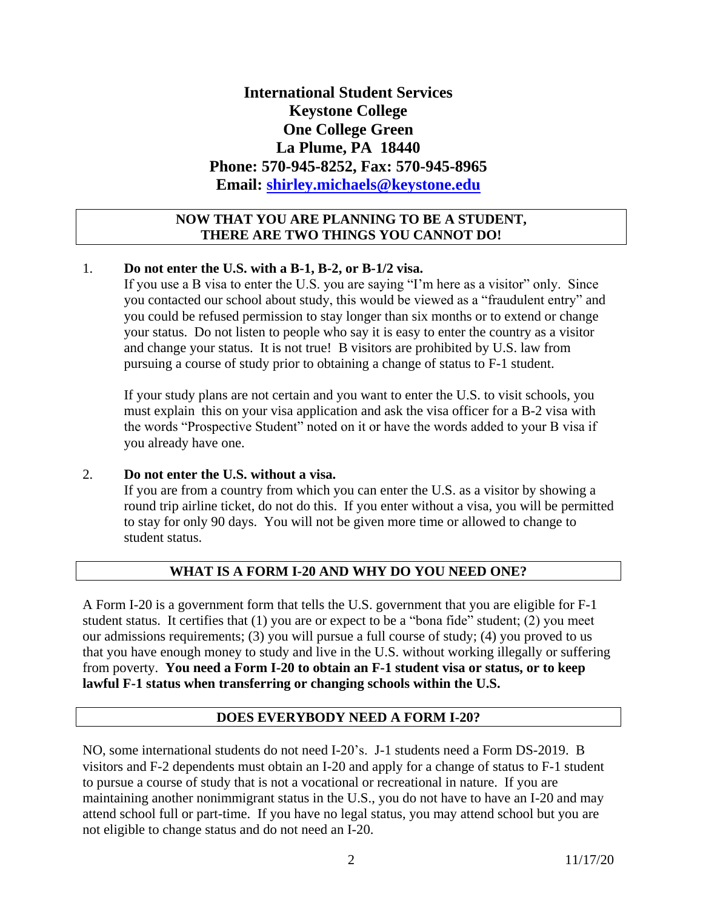**International Student Services**
**Keystone College**
**One College Green**
**La Plume, PA 18440**
**Phone: 570-945-8252, Fax: 570-945-8965**
**Email: [shirley.michaels@keystone.edu](mailto:shirley.michaels@keystone.edu)**

## NOW THAT YOU ARE PLANNING TO BE A STUDENT, THERE ARE TWO THINGS YOU CANNOT DO!

1. **Do not enter the U.S. with a B-1, B-2, or B-1/2 visa.**
   If you use a B visa to enter the U.S. you are saying "I'm here as a visitor" only. Since you contacted our school about study, this would be viewed as a "fraudulent entry" and you could be refused permission to stay longer than six months or to extend or change your status. Do not listen to people who say it is easy to enter the country as a visitor and change your status. It is not true! B visitors are prohibited by U.S. law from pursuing a course of study prior to obtaining a change of status to F-1 student.

   If your study plans are not certain and you want to enter the U.S. to visit schools, you must explain this on your visa application and ask the visa officer for a B-2 visa with the words "Prospective Student" noted on it or have the words added to your B visa if you already have one.

2. **Do not enter the U.S. without a visa.**
   If you are from a country from which you can enter the U.S. as a visitor by showing a round trip airline ticket, do not do this. If you enter without a visa, you will be permitted to stay for only 90 days. You will not be given more time or allowed to change to student status.

## WHAT IS A FORM I-20 AND WHY DO YOU NEED ONE?

A Form I-20 is a government form that tells the U.S. government that you are eligible for F-1 student status. It certifies that (1) you are or expect to be a "bona fide" student; (2) you meet our admissions requirements; (3) you will pursue a full course of study; (4) you proved to us that you have enough money to study and live in the U.S. without working illegally or suffering from poverty. **You need a Form I-20 to obtain an F-1 student visa or status, or to keep lawful F-1 status when transferring or changing schools within the U.S.**

## DOES EVERYBODY NEED A FORM I-20?

NO, some international students do not need I-20's. J-1 students need a Form DS-2019. B visitors and F-2 dependents must obtain an I-20 and apply for a change of status to F-1 student to pursue a course of study that is not a vocational or recreational in nature. If you are maintaining another nonimmigrant status in the U.S., you do not have to have an I-20 and may attend school full or part-time. If you have no legal status, you may attend school but you are not eligible to change status and do not need an I-20.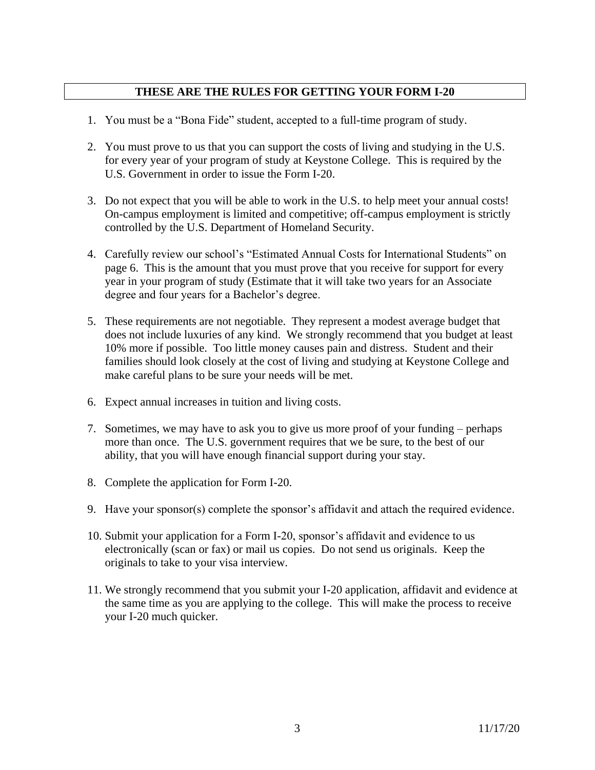## THESE ARE THE RULES FOR GETTING YOUR FORM I-20

1. You must be a "Bona Fide" student, accepted to a full-time program of study.
2. You must prove to us that you can support the costs of living and studying in the U.S. for every year of your program of study at Keystone College. This is required by the U.S. Government in order to issue the Form I-20.
3. Do not expect that you will be able to work in the U.S. to help meet your annual costs! On-campus employment is limited and competitive; off-campus employment is strictly controlled by the U.S. Department of Homeland Security.
4. Carefully review our school's "Estimated Annual Costs for International Students" on page 6. This is the amount that you must prove that you receive for support for every year in your program of study (Estimate that it will take two years for an Associate degree and four years for a Bachelor's degree.
5. These requirements are not negotiable. They represent a modest average budget that does not include luxuries of any kind. We strongly recommend that you budget at least 10% more if possible. Too little money causes pain and distress. Student and their families should look closely at the cost of living and studying at Keystone College and make careful plans to be sure your needs will be met.
6. Expect annual increases in tuition and living costs.
7. Sometimes, we may have to ask you to give us more proof of your funding – perhaps more than once. The U.S. government requires that we be sure, to the best of our ability, that you will have enough financial support during your stay.
8. Complete the application for Form I-20.
9. Have your sponsor(s) complete the sponsor's affidavit and attach the required evidence.
10. Submit your application for a Form I-20, sponsor's affidavit and evidence to us electronically (scan or fax) or mail us copies. Do not send us originals. Keep the originals to take to your visa interview.
11. We strongly recommend that you submit your I-20 application, affidavit and evidence at the same time as you are applying to the college. This will make the process to receive your I-20 much quicker.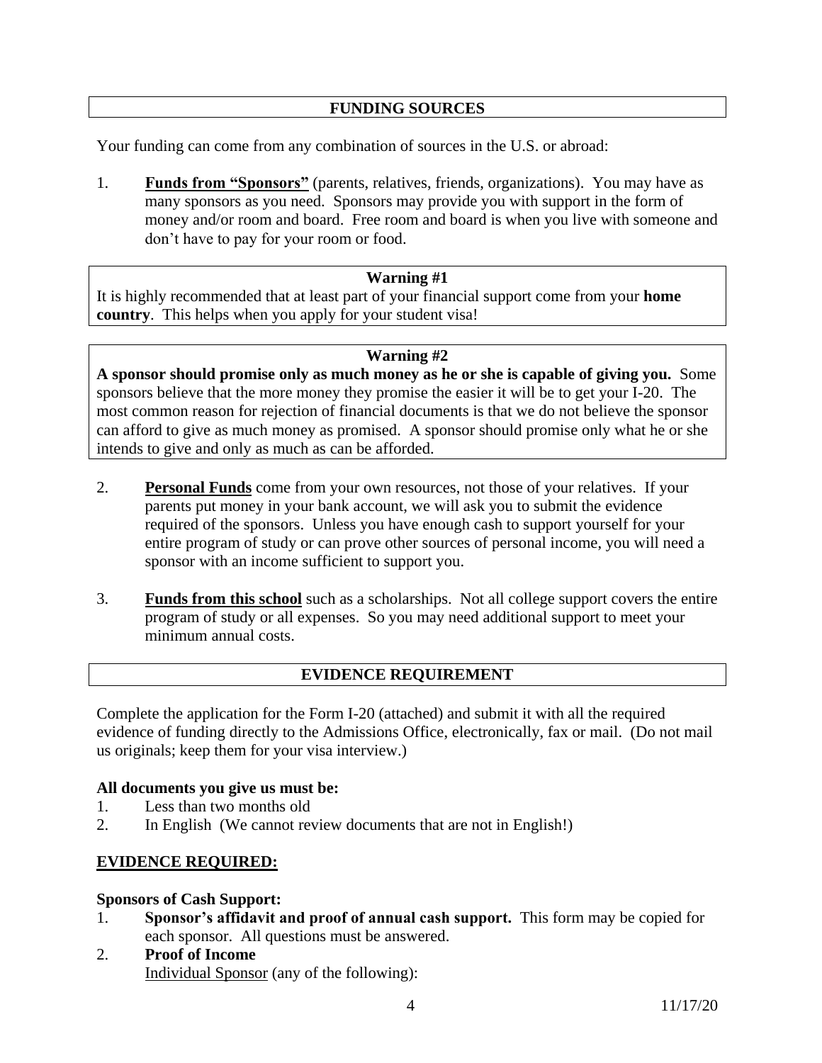## FUNDING SOURCES

Your funding can come from any combination of sources in the U.S. or abroad:

1. **Funds from "Sponsors"** (parents, relatives, friends, organizations). You may have as many sponsors as you need. Sponsors may provide you with support in the form of money and/or room and board. Free room and board is when you live with someone and don't have to pay for your room or food.

> **Warning #1**
>
> It is highly recommended that at least part of your financial support come from your **home country**. This helps when you apply for your student visa!

> **Warning #2**
>
> **A sponsor should promise only as much money as he or she is capable of giving you.** Some sponsors believe that the more money they promise the easier it will be to get your I-20. The most common reason for rejection of financial documents is that we do not believe the sponsor can afford to give as much money as promised. A sponsor should promise only what he or she intends to give and only as much as can be afforded.

2. **Personal Funds** come from your own resources, not those of your relatives. If your parents put money in your bank account, we will ask you to submit the evidence required of the sponsors. Unless you have enough cash to support yourself for your entire program of study or can prove other sources of personal income, you will need a sponsor with an income sufficient to support you.

3. **Funds from this school** such as a scholarships. Not all college support covers the entire program of study or all expenses. So you may need additional support to meet your minimum annual costs.

## EVIDENCE REQUIREMENT

Complete the application for the Form I-20 (attached) and submit it with all the required evidence of funding directly to the Admissions Office, electronically, fax or mail. (Do not mail us originals; keep them for your visa interview.)

**All documents you give us must be:**

1. Less than two months old
2. In English (We cannot review documents that are not in English!)

### EVIDENCE REQUIRED:

**Sponsors of Cash Support:**

1. **Sponsor's affidavit and proof of annual cash support.** This form may be copied for each sponsor. All questions must be answered.
2. **Proof of Income**

   Individual Sponsor (any of the following):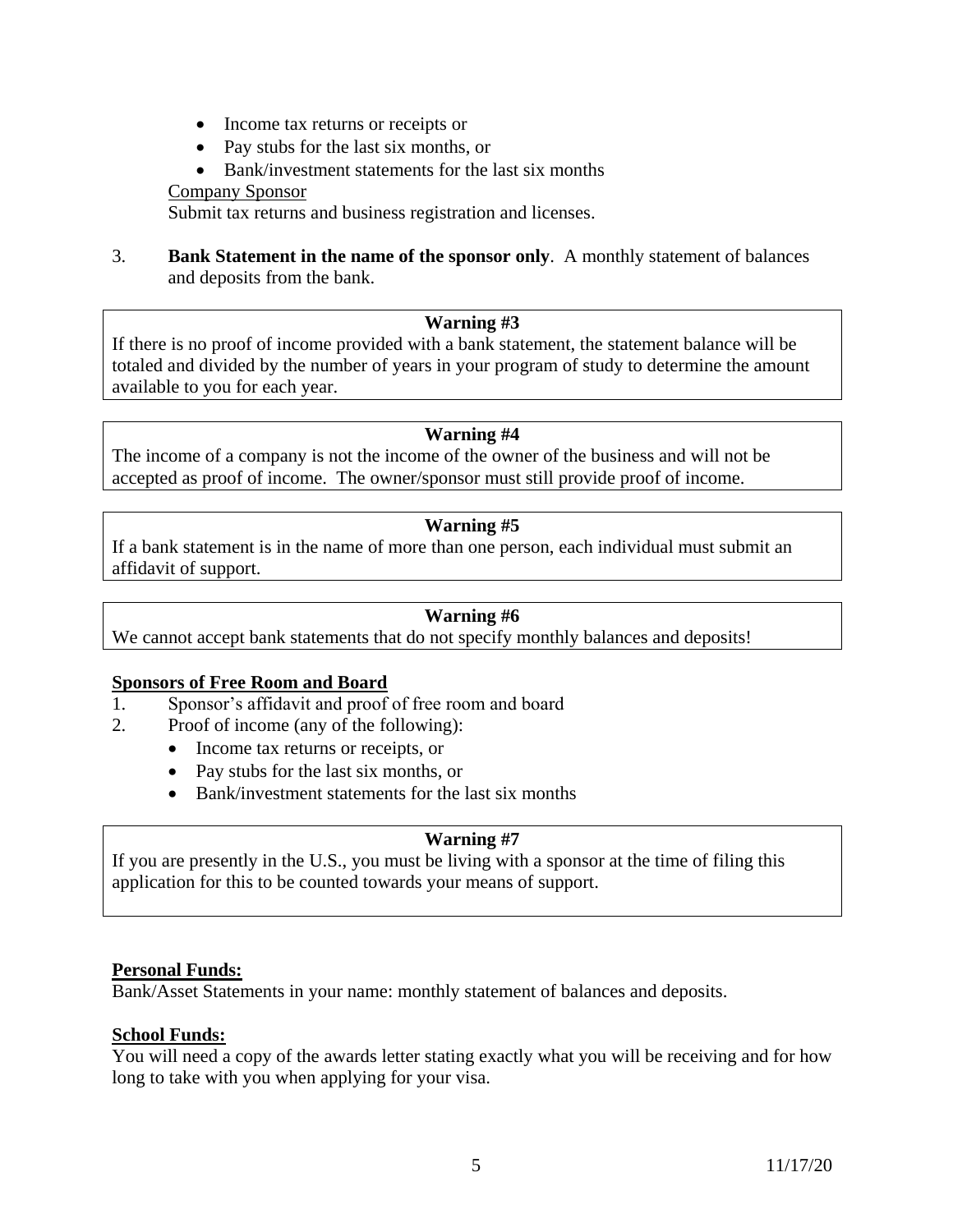- Income tax returns or receipts or
- Pay stubs for the last six months, or
- Bank/investment statements for the last six months

Company Sponsor

Submit tax returns and business registration and licenses.

3. **Bank Statement in the name of the sponsor only**. A monthly statement of balances and deposits from the bank.

> **Warning #3**
>
> If there is no proof of income provided with a bank statement, the statement balance will be totaled and divided by the number of years in your program of study to determine the amount available to you for each year.

> **Warning #4**
>
> The income of a company is not the income of the owner of the business and will not be accepted as proof of income. The owner/sponsor must still provide proof of income.

> **Warning #5**
>
> If a bank statement is in the name of more than one person, each individual must submit an affidavit of support.

> **Warning #6**
>
> We cannot accept bank statements that do not specify monthly balances and deposits!

**Sponsors of Free Room and Board**

1. Sponsor's affidavit and proof of free room and board
2. Proof of income (any of the following):
   - Income tax returns or receipts, or
   - Pay stubs for the last six months, or
   - Bank/investment statements for the last six months

> **Warning #7**
>
> If you are presently in the U.S., you must be living with a sponsor at the time of filing this application for this to be counted towards your means of support.

**Personal Funds:**

Bank/Asset Statements in your name: monthly statement of balances and deposits.

**School Funds:**

You will need a copy of the awards letter stating exactly what you will be receiving and for how long to take with you when applying for your visa.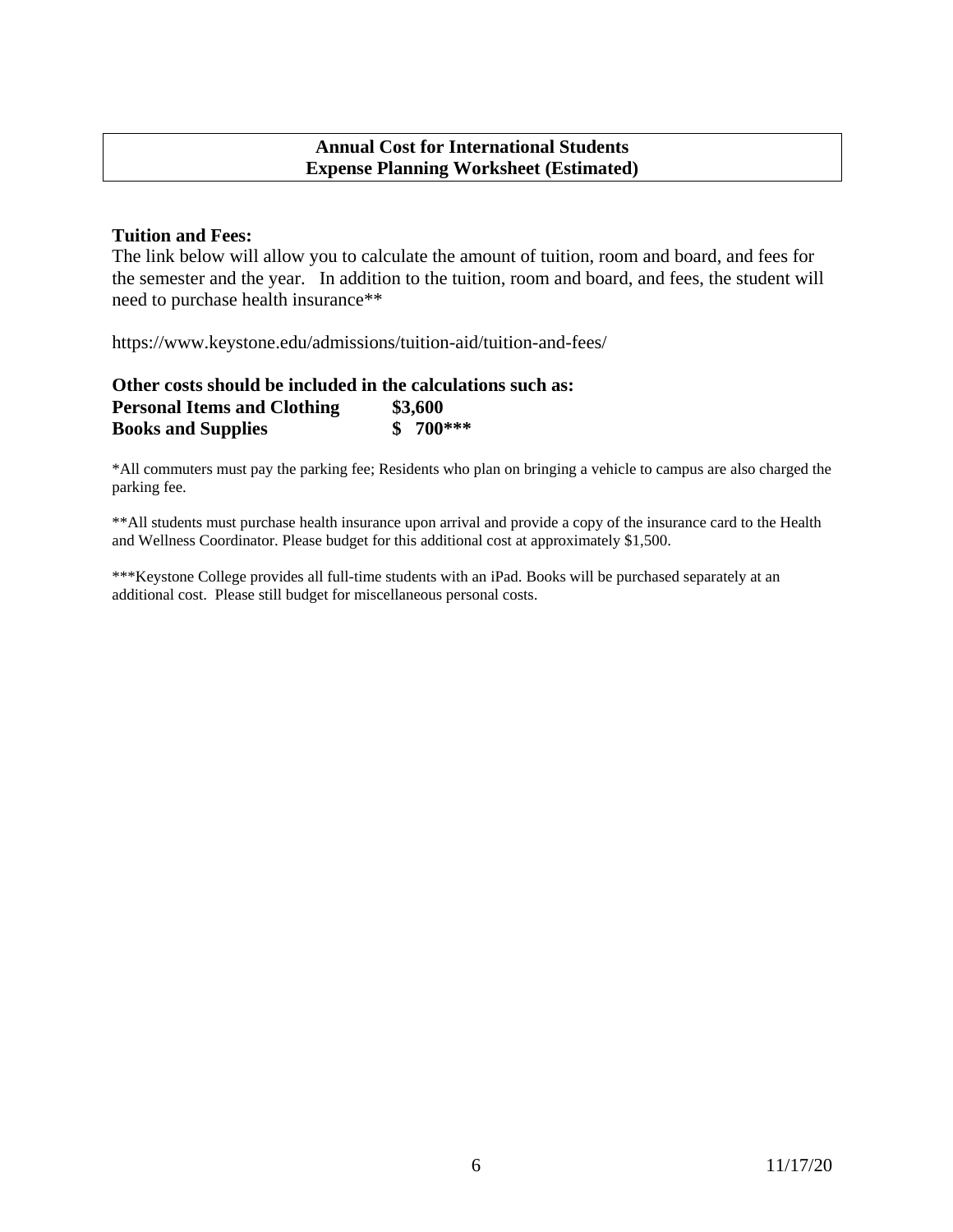**Annual Cost for International Students**
**Expense Planning Worksheet (Estimated)**

**Tuition and Fees:**

The link below will allow you to calculate the amount of tuition, room and board, and fees for the semester and the year. In addition to the tuition, room and board, and fees, the student will need to purchase health insurance**

https://www.keystone.edu/admissions/tuition-aid/tuition-and-fees/

**Other costs should be included in the calculations such as:**

| | |
|---|---|
| **Personal Items and Clothing** | **$3,600** |
| **Books and Supplies** | **$ 700*** ** |

*All commuters must pay the parking fee; Residents who plan on bringing a vehicle to campus are also charged the parking fee.

**All students must purchase health insurance upon arrival and provide a copy of the insurance card to the Health and Wellness Coordinator. Please budget for this additional cost at approximately $1,500.

***Keystone College provides all full-time students with an iPad. Books will be purchased separately at an additional cost. Please still budget for miscellaneous personal costs.

11/17/20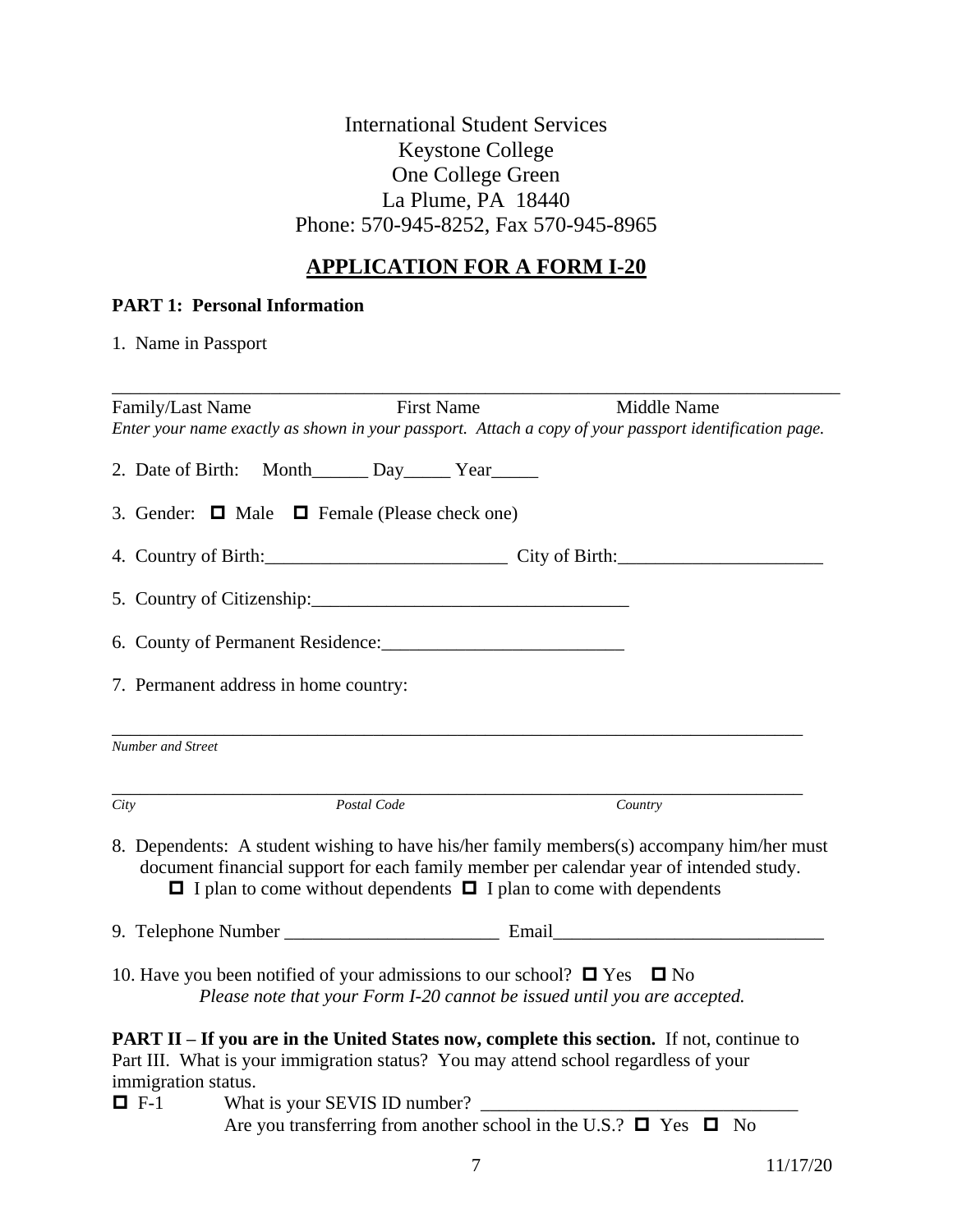International Student Services
Keystone College
One College Green
La Plume, PA 18440
Phone: 570-945-8252, Fax 570-945-8965

## APPLICATION FOR A FORM I-20

**PART 1: Personal Information**

1. Name in Passport

_______________________________________________________________________________

Family/Last Name  First Name  Middle Name

*Enter your name exactly as shown in your passport. Attach a copy of your passport identification page.*

2. Date of Birth: Month______ Day_____ Year_____

3. Gender: ☐ Male ☐ Female (Please check one)

4. Country of Birth:__________________________ City of Birth:______________________

5. Country of Citizenship:__________________________________

6. County of Permanent Residence:__________________________

7. Permanent address in home country:

_____________________________________________________________________________

*Number and Street*

_____________________________________________________________________________

*City*  *Postal Code*  *Country*

8. Dependents: A student wishing to have his/her family members(s) accompany him/her must document financial support for each family member per calendar year of intended study.
 ☐ I plan to come without dependents ☐ I plan to come with dependents

9. Telephone Number _______________________ Email_____________________________

10. Have you been notified of your admissions to our school? ☐ Yes ☐ No
 *Please note that your Form I-20 cannot be issued until you are accepted.*

**PART II – If you are in the United States now, complete this section.** If not, continue to Part III. What is your immigration status? You may attend school regardless of your immigration status.

☐ F-1 What is your SEVIS ID number? _________________________________
 Are you transferring from another school in the U.S.? ☐ Yes ☐ No

11/17/20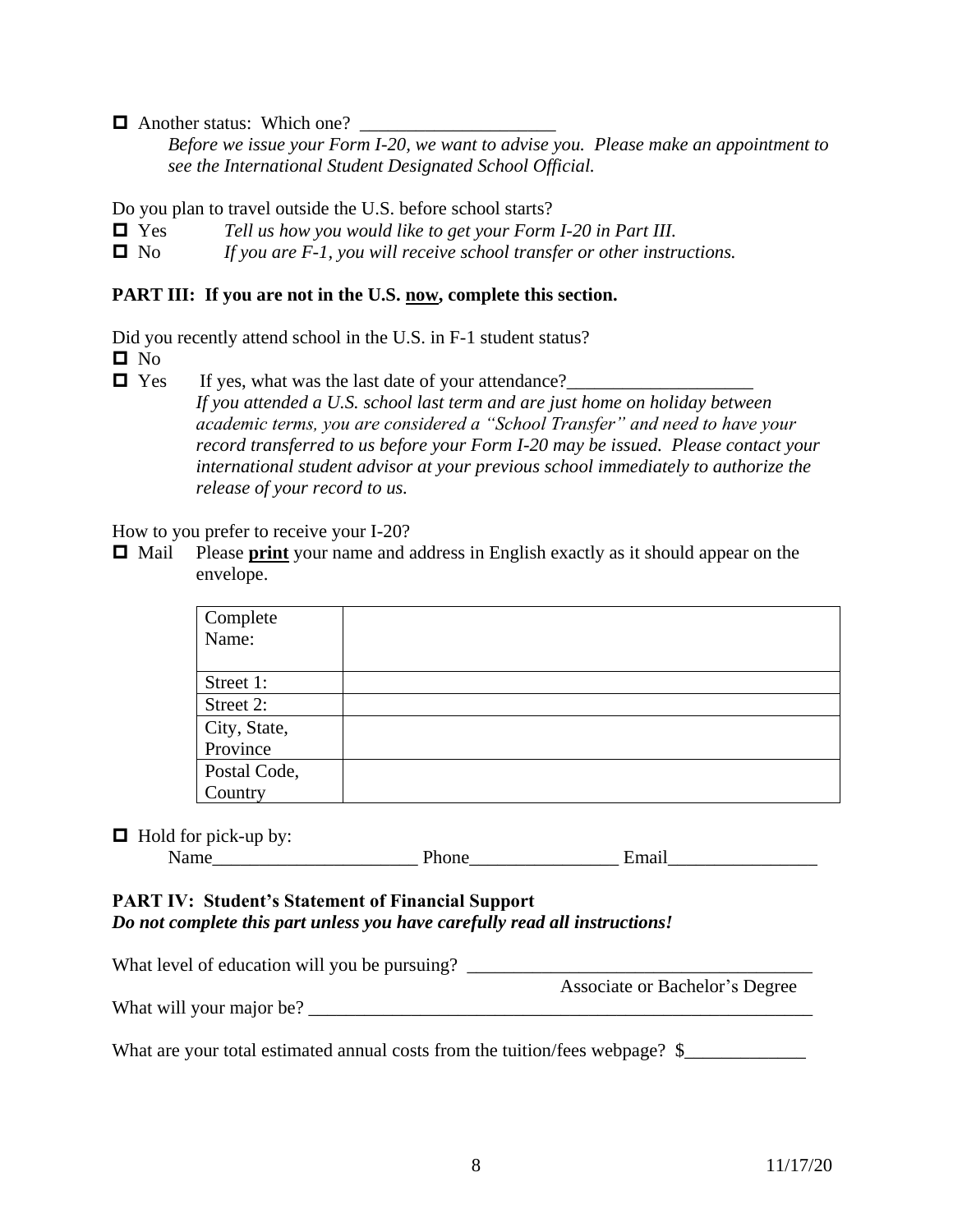☐ Another status: Which one? ______________________

*Before we issue your Form I-20, we want to advise you. Please make an appointment to see the International Student Designated School Official.*

Do you plan to travel outside the U.S. before school starts?

☐ Yes *Tell us how you would like to get your Form I-20 in Part III.*

☐ No *If you are F-1, you will receive school transfer or other instructions.*

**PART III: If you are not in the U.S. <u>now</u>, complete this section.**

Did you recently attend school in the U.S. in F-1 student status?

☐ No

☐ Yes If yes, what was the last date of your attendance?____________________

*If you attended a U.S. school last term and are just home on holiday between academic terms, you are considered a "School Transfer" and need to have your record transferred to us before your Form I-20 may be issued. Please contact your international student advisor at your previous school immediately to authorize the release of your record to us.*

How to you prefer to receive your I-20?

☐ Mail Please <u>**print**</u> your name and address in English exactly as it should appear on the envelope.

| Complete Name: | |
|---|---|
| Street 1: | |
| Street 2: | |
| City, State, Province | |
| Postal Code, Country | |

☐ Hold for pick-up by:

Name______________________ Phone________________ Email________________

**PART IV: Student's Statement of Financial Support**

***Do not complete this part unless you have carefully read all instructions!***

What level of education will you be pursuing? _____________________________________
Associate or Bachelor's Degree

What will your major be? ________________________________________________________

What are your total estimated annual costs from the tuition/fees webpage? $_____________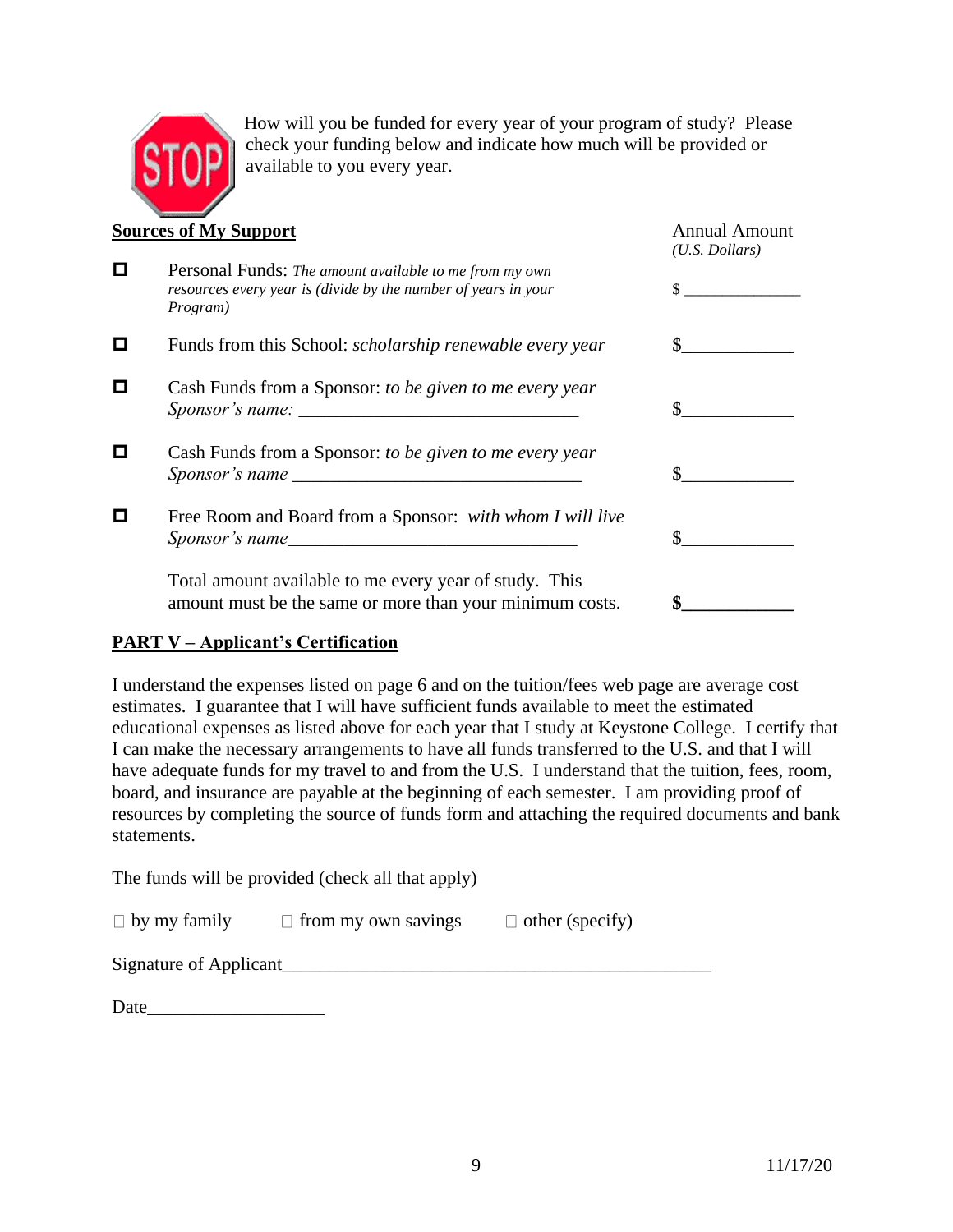How will you be funded for every year of your program of study? Please check your funding below and indicate how much will be provided or available to you every year.

| **Sources of My Support** | | Annual Amount *(U.S. Dollars)* |
|---|---|---|
| ☐ | Personal Funds: *The amount available to me from my own resources every year is (divide by the number of years in your Program)* | $ ______________ |
| ☐ | Funds from this School: *scholarship renewable every year* | $____________ |
| ☐ | Cash Funds from a Sponsor: *to be given to me every year* *Sponsor's name:* ______________________________ | $____________ |
| ☐ | Cash Funds from a Sponsor: *to be given to me every year* *Sponsor's name* ______________________________ | $____________ |
| ☐ | Free Room and Board from a Sponsor: *with whom I will live* *Sponsor's name*______________________________ | $____________ |
| | Total amount available to me every year of study. This amount must be the same or more than your minimum costs. | **$____________** |

## PART V – Applicant's Certification

I understand the expenses listed on page 6 and on the tuition/fees web page are average cost estimates. I guarantee that I will have sufficient funds available to meet the estimated educational expenses as listed above for each year that I study at Keystone College. I certify that I can make the necessary arrangements to have all funds transferred to the U.S. and that I will have adequate funds for my travel to and from the U.S. I understand that the tuition, fees, room, board, and insurance are payable at the beginning of each semester. I am providing proof of resources by completing the source of funds form and attaching the required documents and bank statements.

The funds will be provided (check all that apply)

☐ by my family ☐ from my own savings ☐ other (specify)

Signature of Applicant_____________________________________________

Date__________________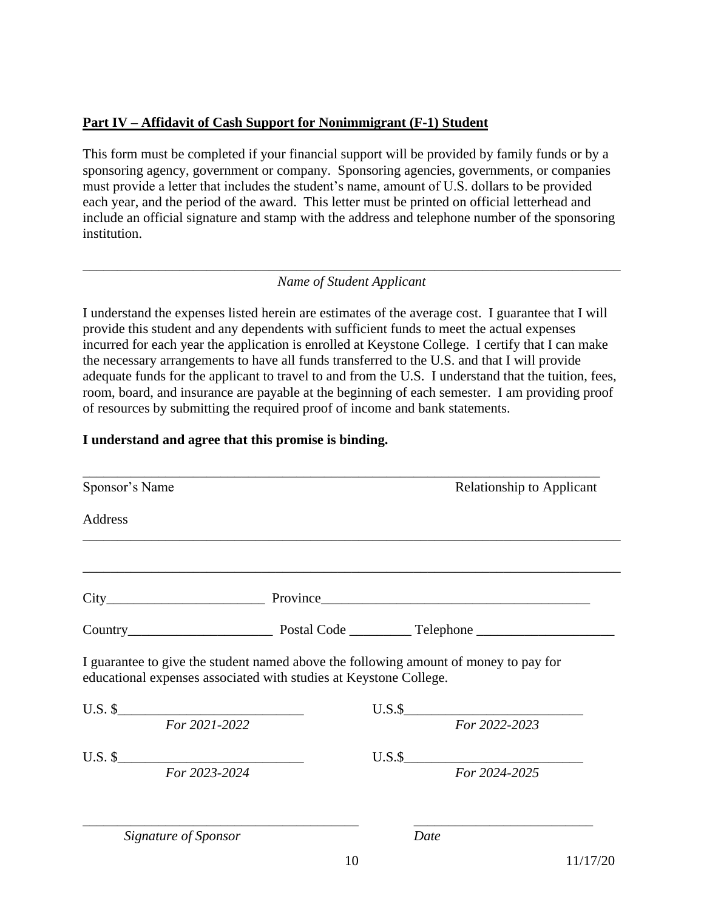**Part IV – Affidavit of Cash Support for Nonimmigrant (F-1) Student**

This form must be completed if your financial support will be provided by family funds or by a sponsoring agency, government or company. Sponsoring agencies, governments, or companies must provide a letter that includes the student's name, amount of U.S. dollars to be provided each year, and the period of the award. This letter must be printed on official letterhead and include an official signature and stamp with the address and telephone number of the sponsoring institution.

_______________________________________________________________________________

*Name of Student Applicant*

I understand the expenses listed herein are estimates of the average cost. I guarantee that I will provide this student and any dependents with sufficient funds to meet the actual expenses incurred for each year the application is enrolled at Keystone College. I certify that I can make the necessary arrangements to have all funds transferred to the U.S. and that I will provide adequate funds for the applicant to travel to and from the U.S. I understand that the tuition, fees, room, board, and insurance are payable at the beginning of each semester. I am providing proof of resources by submitting the required proof of income and bank statements.

**I understand and agree that this promise is binding.**

_______________________________________________________________________________

Sponsor's Name Relationship to Applicant

Address

_______________________________________________________________________________

_______________________________________________________________________________

City_______________________ Province_______________________________________

Country_____________________ Postal Code _________ Telephone ____________________

I guarantee to give the student named above the following amount of money to pay for educational expenses associated with studies at Keystone College.

U.S. $__________________________
*For 2021-2022*

U.S.$_________________________
*For 2022-2023*

U.S. $__________________________
*For 2023-2024*

U.S.$_________________________
*For 2024-2025*

_______________________________________ _________________________

*Signature of Sponsor* *Date*

11/17/20